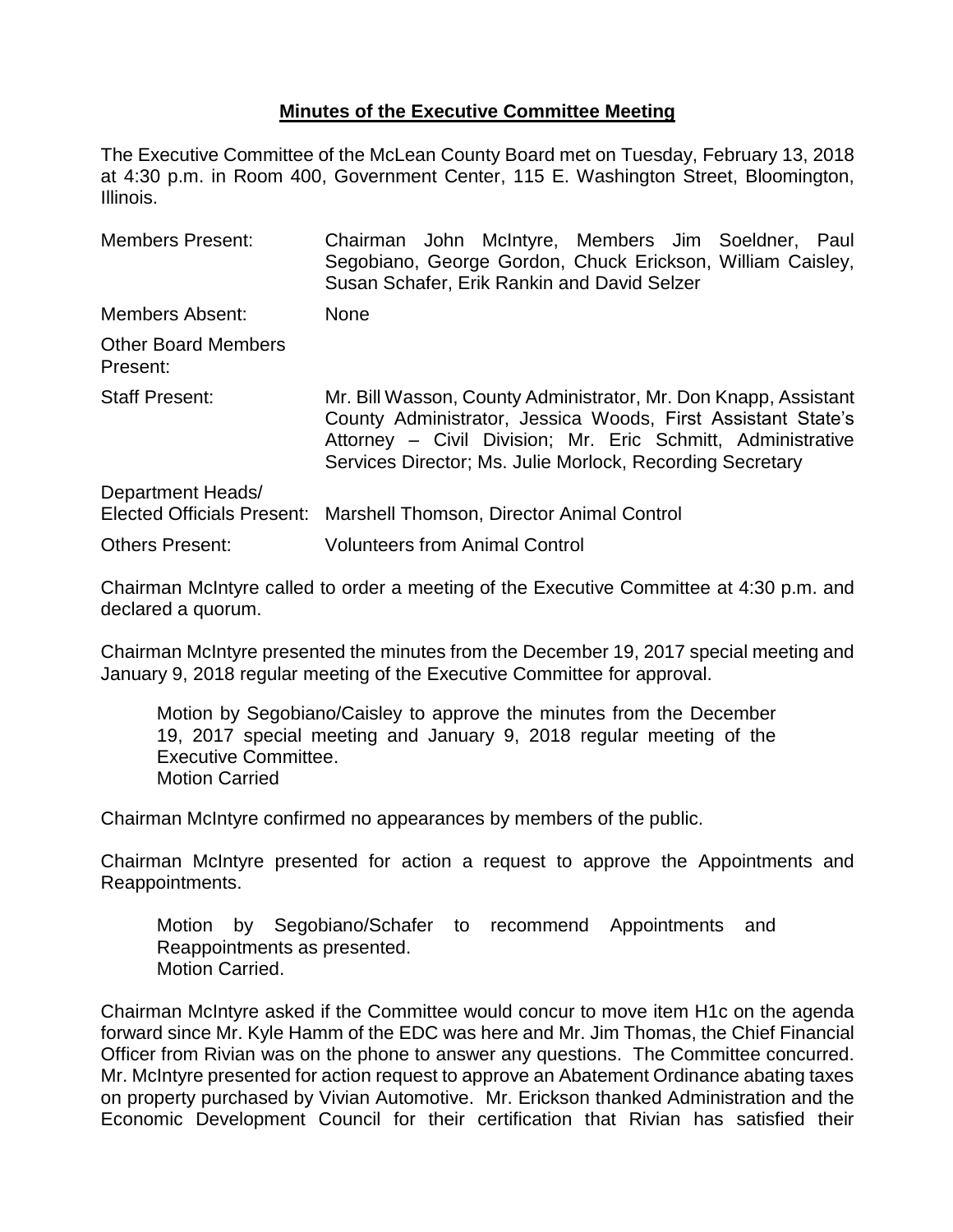# **Minutes of the Executive Committee Meeting**

The Executive Committee of the McLean County Board met on Tuesday, February 13, 2018 at 4:30 p.m. in Room 400, Government Center, 115 E. Washington Street, Bloomington, Illinois.

| | |
|---|---|
| Members Present: | Chairman John McIntyre, Members Jim Soeldner, Paul Segobiano, George Gordon, Chuck Erickson, William Caisley, Susan Schafer, Erik Rankin and David Selzer |
| Members Absent: | None |
| Other Board Members Present: | |
| Staff Present: | Mr. Bill Wasson, County Administrator, Mr. Don Knapp, Assistant County Administrator, Jessica Woods, First Assistant State's Attorney – Civil Division; Mr. Eric Schmitt, Administrative Services Director; Ms. Julie Morlock, Recording Secretary |
| Department Heads/ Elected Officials Present: | Marshell Thomson, Director Animal Control |
| Others Present: | Volunteers from Animal Control |

Chairman McIntyre called to order a meeting of the Executive Committee at 4:30 p.m. and declared a quorum.

Chairman McIntyre presented the minutes from the December 19, 2017 special meeting and January 9, 2018 regular meeting of the Executive Committee for approval.

> Motion by Segobiano/Caisley to approve the minutes from the December 19, 2017 special meeting and January 9, 2018 regular meeting of the Executive Committee.
> Motion Carried

Chairman McIntyre confirmed no appearances by members of the public.

Chairman McIntyre presented for action a request to approve the Appointments and Reappointments.

> Motion by Segobiano/Schafer to recommend Appointments and Reappointments as presented.
> Motion Carried.

Chairman McIntyre asked if the Committee would concur to move item H1c on the agenda forward since Mr. Kyle Hamm of the EDC was here and Mr. Jim Thomas, the Chief Financial Officer from Rivian was on the phone to answer any questions. The Committee concurred. Mr. McIntyre presented for action request to approve an Abatement Ordinance abating taxes on property purchased by Vivian Automotive. Mr. Erickson thanked Administration and the Economic Development Council for their certification that Rivian has satisfied their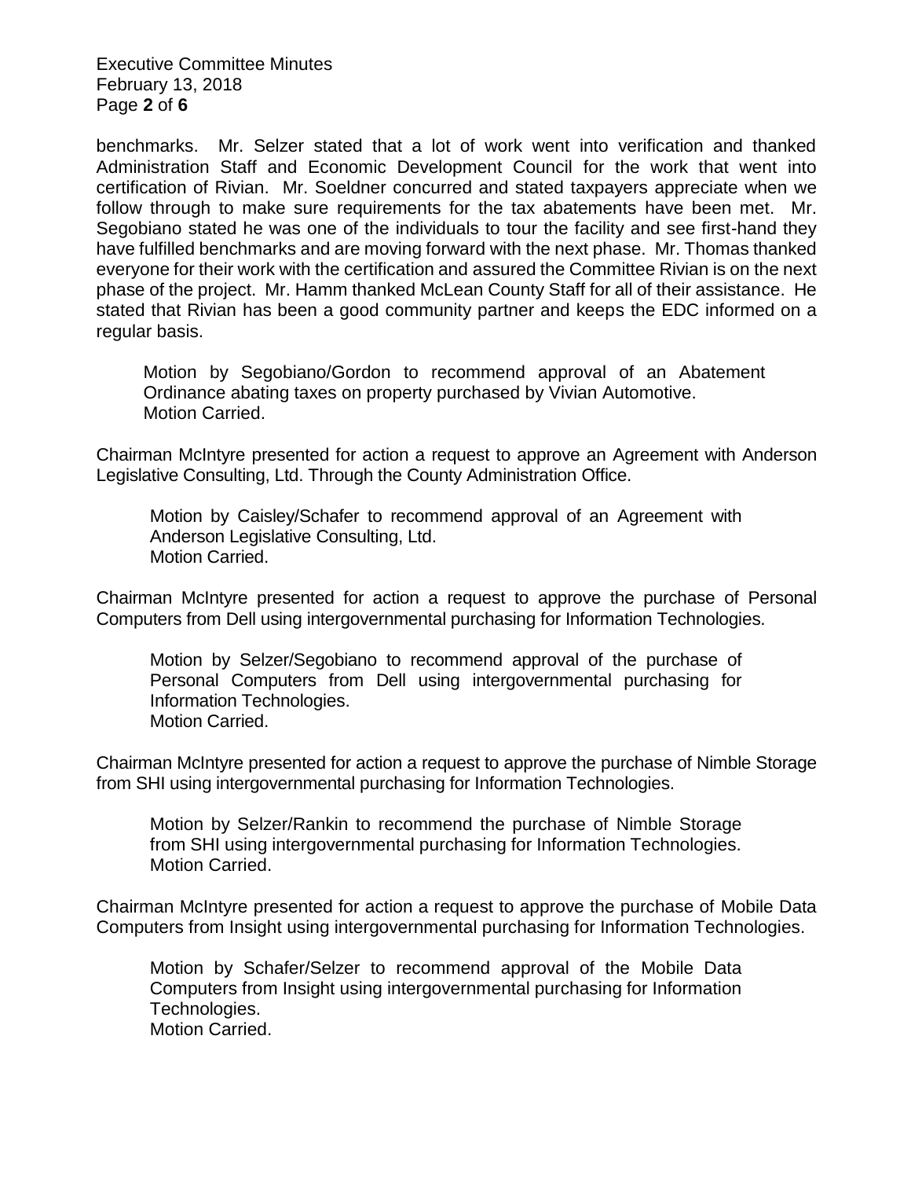benchmarks. Mr. Selzer stated that a lot of work went into verification and thanked Administration Staff and Economic Development Council for the work that went into certification of Rivian. Mr. Soeldner concurred and stated taxpayers appreciate when we follow through to make sure requirements for the tax abatements have been met. Mr. Segobiano stated he was one of the individuals to tour the facility and see first-hand they have fulfilled benchmarks and are moving forward with the next phase. Mr. Thomas thanked everyone for their work with the certification and assured the Committee Rivian is on the next phase of the project. Mr. Hamm thanked McLean County Staff for all of their assistance. He stated that Rivian has been a good community partner and keeps the EDC informed on a regular basis.

> Motion by Segobiano/Gordon to recommend approval of an Abatement Ordinance abating taxes on property purchased by Vivian Automotive.
> Motion Carried.

Chairman McIntyre presented for action a request to approve an Agreement with Anderson Legislative Consulting, Ltd. Through the County Administration Office.

> Motion by Caisley/Schafer to recommend approval of an Agreement with Anderson Legislative Consulting, Ltd.
> Motion Carried.

Chairman McIntyre presented for action a request to approve the purchase of Personal Computers from Dell using intergovernmental purchasing for Information Technologies.

> Motion by Selzer/Segobiano to recommend approval of the purchase of Personal Computers from Dell using intergovernmental purchasing for Information Technologies.
> Motion Carried.

Chairman McIntyre presented for action a request to approve the purchase of Nimble Storage from SHI using intergovernmental purchasing for Information Technologies.

> Motion by Selzer/Rankin to recommend the purchase of Nimble Storage from SHI using intergovernmental purchasing for Information Technologies.
> Motion Carried.

Chairman McIntyre presented for action a request to approve the purchase of Mobile Data Computers from Insight using intergovernmental purchasing for Information Technologies.

> Motion by Schafer/Selzer to recommend approval of the Mobile Data Computers from Insight using intergovernmental purchasing for Information Technologies.
> Motion Carried.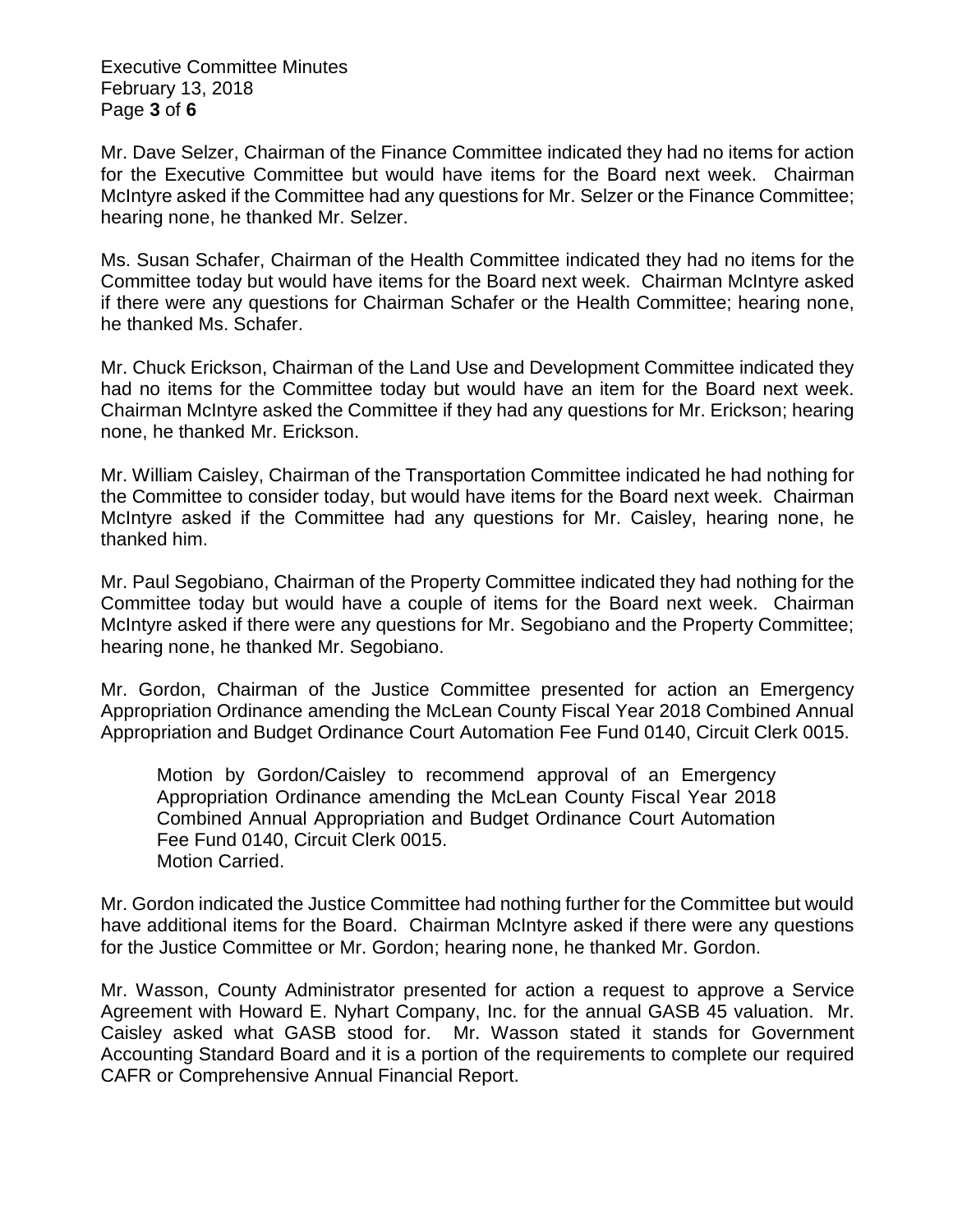Mr. Dave Selzer, Chairman of the Finance Committee indicated they had no items for action for the Executive Committee but would have items for the Board next week. Chairman McIntyre asked if the Committee had any questions for Mr. Selzer or the Finance Committee; hearing none, he thanked Mr. Selzer.

Ms. Susan Schafer, Chairman of the Health Committee indicated they had no items for the Committee today but would have items for the Board next week. Chairman McIntyre asked if there were any questions for Chairman Schafer or the Health Committee; hearing none, he thanked Ms. Schafer.

Mr. Chuck Erickson, Chairman of the Land Use and Development Committee indicated they had no items for the Committee today but would have an item for the Board next week. Chairman McIntyre asked the Committee if they had any questions for Mr. Erickson; hearing none, he thanked Mr. Erickson.

Mr. William Caisley, Chairman of the Transportation Committee indicated he had nothing for the Committee to consider today, but would have items for the Board next week. Chairman McIntyre asked if the Committee had any questions for Mr. Caisley, hearing none, he thanked him.

Mr. Paul Segobiano, Chairman of the Property Committee indicated they had nothing for the Committee today but would have a couple of items for the Board next week. Chairman McIntyre asked if there were any questions for Mr. Segobiano and the Property Committee; hearing none, he thanked Mr. Segobiano.

Mr. Gordon, Chairman of the Justice Committee presented for action an Emergency Appropriation Ordinance amending the McLean County Fiscal Year 2018 Combined Annual Appropriation and Budget Ordinance Court Automation Fee Fund 0140, Circuit Clerk 0015.

> Motion by Gordon/Caisley to recommend approval of an Emergency Appropriation Ordinance amending the McLean County Fiscal Year 2018 Combined Annual Appropriation and Budget Ordinance Court Automation Fee Fund 0140, Circuit Clerk 0015.
> Motion Carried.

Mr. Gordon indicated the Justice Committee had nothing further for the Committee but would have additional items for the Board. Chairman McIntyre asked if there were any questions for the Justice Committee or Mr. Gordon; hearing none, he thanked Mr. Gordon.

Mr. Wasson, County Administrator presented for action a request to approve a Service Agreement with Howard E. Nyhart Company, Inc. for the annual GASB 45 valuation. Mr. Caisley asked what GASB stood for. Mr. Wasson stated it stands for Government Accounting Standard Board and it is a portion of the requirements to complete our required CAFR or Comprehensive Annual Financial Report.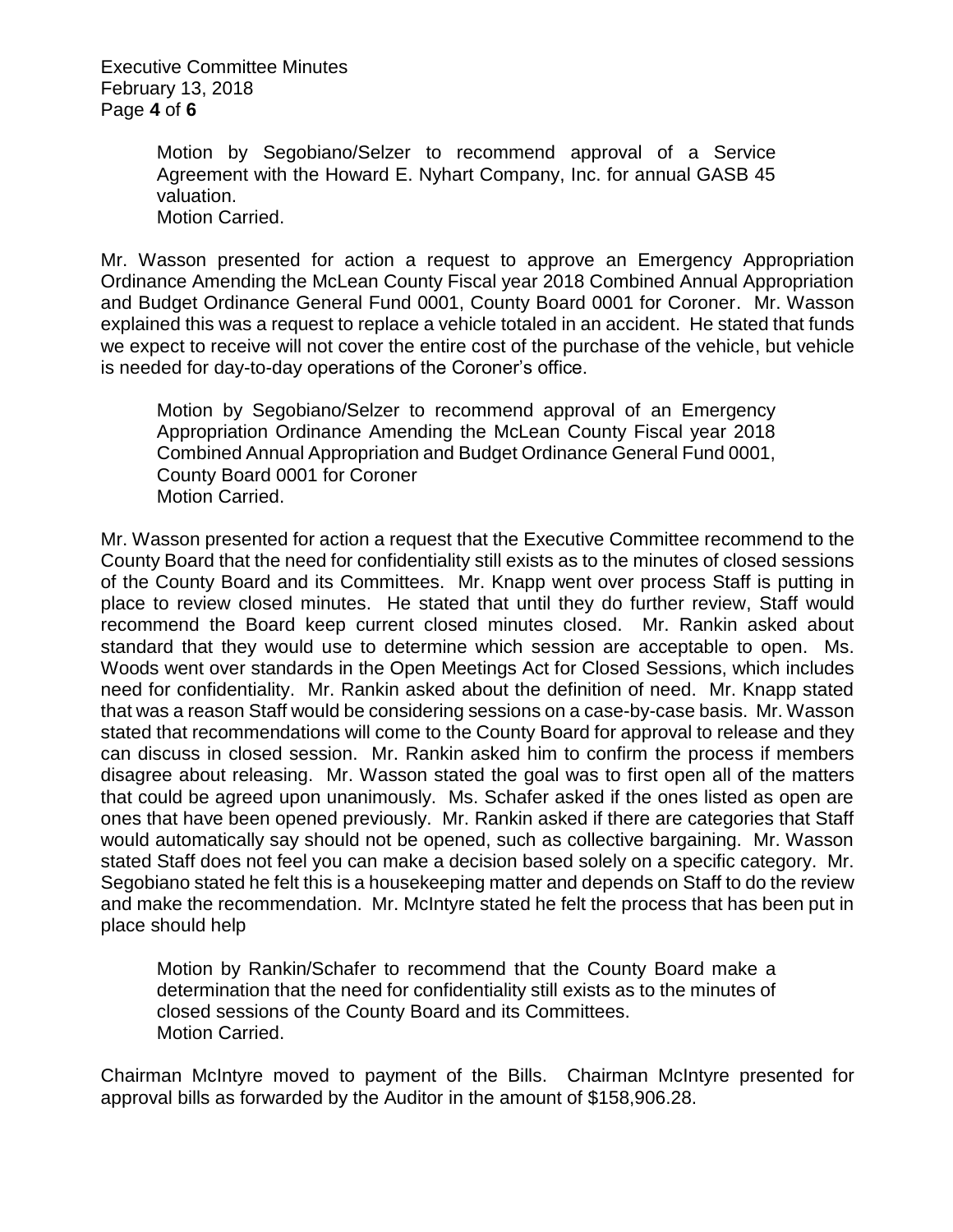Motion by Segobiano/Selzer to recommend approval of a Service Agreement with the Howard E. Nyhart Company, Inc. for annual GASB 45 valuation.
Motion Carried.

Mr. Wasson presented for action a request to approve an Emergency Appropriation Ordinance Amending the McLean County Fiscal year 2018 Combined Annual Appropriation and Budget Ordinance General Fund 0001, County Board 0001 for Coroner. Mr. Wasson explained this was a request to replace a vehicle totaled in an accident. He stated that funds we expect to receive will not cover the entire cost of the purchase of the vehicle, but vehicle is needed for day-to-day operations of the Coroner's office.

Motion by Segobiano/Selzer to recommend approval of an Emergency Appropriation Ordinance Amending the McLean County Fiscal year 2018 Combined Annual Appropriation and Budget Ordinance General Fund 0001, County Board 0001 for Coroner
Motion Carried.

Mr. Wasson presented for action a request that the Executive Committee recommend to the County Board that the need for confidentiality still exists as to the minutes of closed sessions of the County Board and its Committees. Mr. Knapp went over process Staff is putting in place to review closed minutes. He stated that until they do further review, Staff would recommend the Board keep current closed minutes closed. Mr. Rankin asked about standard that they would use to determine which session are acceptable to open. Ms. Woods went over standards in the Open Meetings Act for Closed Sessions, which includes need for confidentiality. Mr. Rankin asked about the definition of need. Mr. Knapp stated that was a reason Staff would be considering sessions on a case-by-case basis. Mr. Wasson stated that recommendations will come to the County Board for approval to release and they can discuss in closed session. Mr. Rankin asked him to confirm the process if members disagree about releasing. Mr. Wasson stated the goal was to first open all of the matters that could be agreed upon unanimously. Ms. Schafer asked if the ones listed as open are ones that have been opened previously. Mr. Rankin asked if there are categories that Staff would automatically say should not be opened, such as collective bargaining. Mr. Wasson stated Staff does not feel you can make a decision based solely on a specific category. Mr. Segobiano stated he felt this is a housekeeping matter and depends on Staff to do the review and make the recommendation. Mr. McIntyre stated he felt the process that has been put in place should help

Motion by Rankin/Schafer to recommend that the County Board make a determination that the need for confidentiality still exists as to the minutes of closed sessions of the County Board and its Committees.
Motion Carried.

Chairman McIntyre moved to payment of the Bills. Chairman McIntyre presented for approval bills as forwarded by the Auditor in the amount of $158,906.28.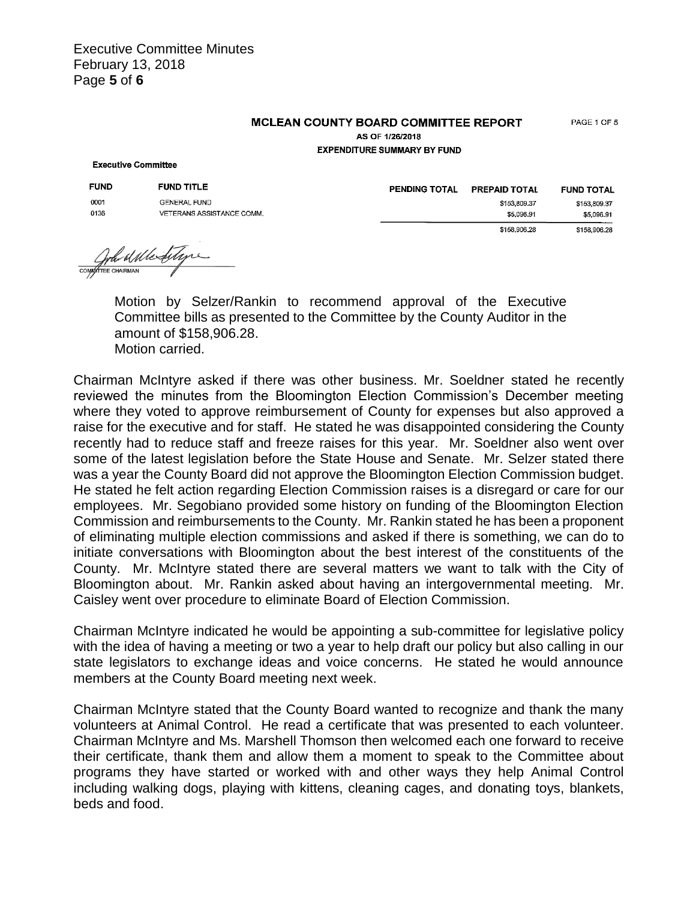**MCLEAN COUNTY BOARD COMMITTEE REPORT**

AS OF 1/26/2018

**EXPENDITURE SUMMARY BY FUND**

PAGE 1 OF 5

**Executive Committee**

| FUND | FUND TITLE | PENDING TOTAL | PREPAID TOTAL | FUND TOTAL |
|---|---|---|---|---|
| 0001 | GENERAL FUND | | $153,809.37 | $153,809.37 |
| 0136 | VETERANS ASSISTANCE COMM. | | $5,096.91 | $5,096.91 |
| | | | $158,906.28 | $158,906.28 |

COMMITTEE CHAIRMAN

Motion by Selzer/Rankin to recommend approval of the Executive Committee bills as presented to the Committee by the County Auditor in the amount of $158,906.28.
Motion carried.

Chairman McIntyre asked if there was other business. Mr. Soeldner stated he recently reviewed the minutes from the Bloomington Election Commission's December meeting where they voted to approve reimbursement of County for expenses but also approved a raise for the executive and for staff. He stated he was disappointed considering the County recently had to reduce staff and freeze raises for this year. Mr. Soeldner also went over some of the latest legislation before the State House and Senate. Mr. Selzer stated there was a year the County Board did not approve the Bloomington Election Commission budget. He stated he felt action regarding Election Commission raises is a disregard or care for our employees. Mr. Segobiano provided some history on funding of the Bloomington Election Commission and reimbursements to the County. Mr. Rankin stated he has been a proponent of eliminating multiple election commissions and asked if there is something, we can do to initiate conversations with Bloomington about the best interest of the constituents of the County. Mr. McIntyre stated there are several matters we want to talk with the City of Bloomington about. Mr. Rankin asked about having an intergovernmental meeting. Mr. Caisley went over procedure to eliminate Board of Election Commission.

Chairman McIntyre indicated he would be appointing a sub-committee for legislative policy with the idea of having a meeting or two a year to help draft our policy but also calling in our state legislators to exchange ideas and voice concerns. He stated he would announce members at the County Board meeting next week.

Chairman McIntyre stated that the County Board wanted to recognize and thank the many volunteers at Animal Control. He read a certificate that was presented to each volunteer. Chairman McIntyre and Ms. Marshell Thomson then welcomed each one forward to receive their certificate, thank them and allow them a moment to speak to the Committee about programs they have started or worked with and other ways they help Animal Control including walking dogs, playing with kittens, cleaning cages, and donating toys, blankets, beds and food.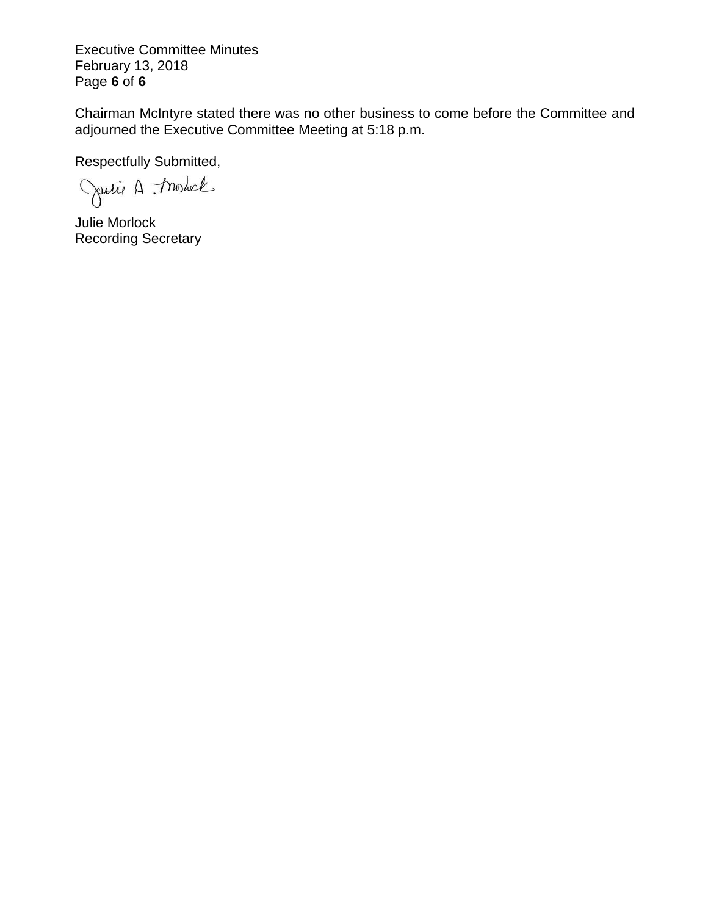Chairman McIntyre stated there was no other business to come before the Committee and adjourned the Executive Committee Meeting at 5:18 p.m.

Respectfully Submitted,

Julie A. Morlock

Julie Morlock
Recording Secretary